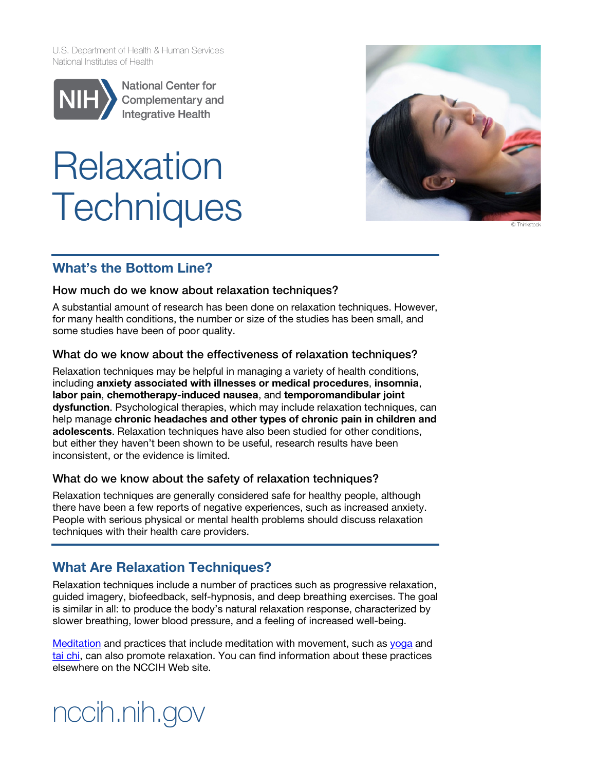U.S. Department of Health & Human Services
National Institutes of Health

National Center for Complementary and Integrative Health

# Relaxation Techniques

© Thinkstock

## What's the Bottom Line?

### How much do we know about relaxation techniques?

A substantial amount of research has been done on relaxation techniques. However, for many health conditions, the number or size of the studies has been small, and some studies have been of poor quality.

### What do we know about the effectiveness of relaxation techniques?

Relaxation techniques may be helpful in managing a variety of health conditions, including **anxiety associated with illnesses or medical procedures**, **insomnia**, **labor pain**, **chemotherapy-induced nausea**, and **temporomandibular joint dysfunction**. Psychological therapies, which may include relaxation techniques, can help manage **chronic headaches and other types of chronic pain in children and adolescents**. Relaxation techniques have also been studied for other conditions, but either they haven't been shown to be useful, research results have been inconsistent, or the evidence is limited.

### What do we know about the safety of relaxation techniques?

Relaxation techniques are generally considered safe for healthy people, although there have been a few reports of negative experiences, such as increased anxiety. People with serious physical or mental health problems should discuss relaxation techniques with their health care providers.

## What Are Relaxation Techniques?

Relaxation techniques include a number of practices such as progressive relaxation, guided imagery, biofeedback, self-hypnosis, and deep breathing exercises. The goal is similar in all: to produce the body's natural relaxation response, characterized by slower breathing, lower blood pressure, and a feeling of increased well-being.

Meditation and practices that include meditation with movement, such as yoga and tai chi, can also promote relaxation. You can find information about these practices elsewhere on the NCCIH Web site.

nccih.nih.gov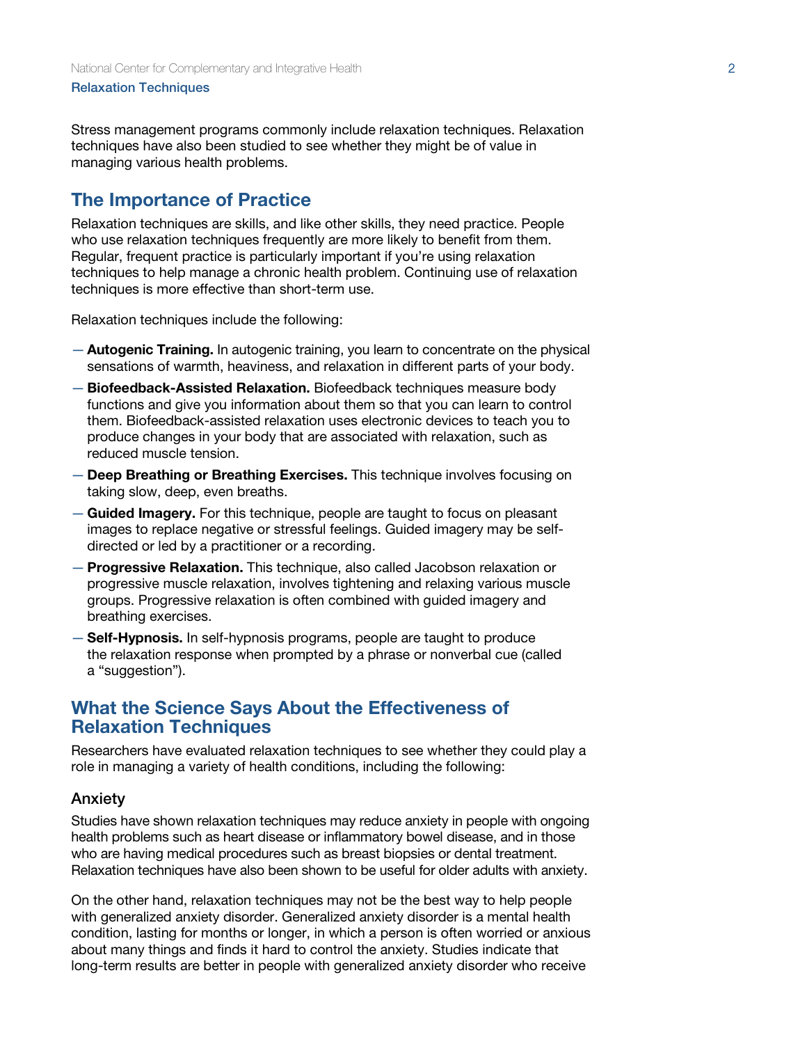Stress management programs commonly include relaxation techniques. Relaxation techniques have also been studied to see whether they might be of value in managing various health problems.

## The Importance of Practice

Relaxation techniques are skills, and like other skills, they need practice. People who use relaxation techniques frequently are more likely to benefit from them. Regular, frequent practice is particularly important if you're using relaxation techniques to help manage a chronic health problem. Continuing use of relaxation techniques is more effective than short-term use.

Relaxation techniques include the following:

- **Autogenic Training.** In autogenic training, you learn to concentrate on the physical sensations of warmth, heaviness, and relaxation in different parts of your body.
- **Biofeedback-Assisted Relaxation.** Biofeedback techniques measure body functions and give you information about them so that you can learn to control them. Biofeedback-assisted relaxation uses electronic devices to teach you to produce changes in your body that are associated with relaxation, such as reduced muscle tension.
- **Deep Breathing or Breathing Exercises.** This technique involves focusing on taking slow, deep, even breaths.
- **Guided Imagery.** For this technique, people are taught to focus on pleasant images to replace negative or stressful feelings. Guided imagery may be self-directed or led by a practitioner or a recording.
- **Progressive Relaxation.** This technique, also called Jacobson relaxation or progressive muscle relaxation, involves tightening and relaxing various muscle groups. Progressive relaxation is often combined with guided imagery and breathing exercises.
- **Self-Hypnosis.** In self-hypnosis programs, people are taught to produce the relaxation response when prompted by a phrase or nonverbal cue (called a "suggestion").

## What the Science Says About the Effectiveness of Relaxation Techniques

Researchers have evaluated relaxation techniques to see whether they could play a role in managing a variety of health conditions, including the following:

### Anxiety

Studies have shown relaxation techniques may reduce anxiety in people with ongoing health problems such as heart disease or inflammatory bowel disease, and in those who are having medical procedures such as breast biopsies or dental treatment. Relaxation techniques have also been shown to be useful for older adults with anxiety.

On the other hand, relaxation techniques may not be the best way to help people with generalized anxiety disorder. Generalized anxiety disorder is a mental health condition, lasting for months or longer, in which a person is often worried or anxious about many things and finds it hard to control the anxiety. Studies indicate that long-term results are better in people with generalized anxiety disorder who receive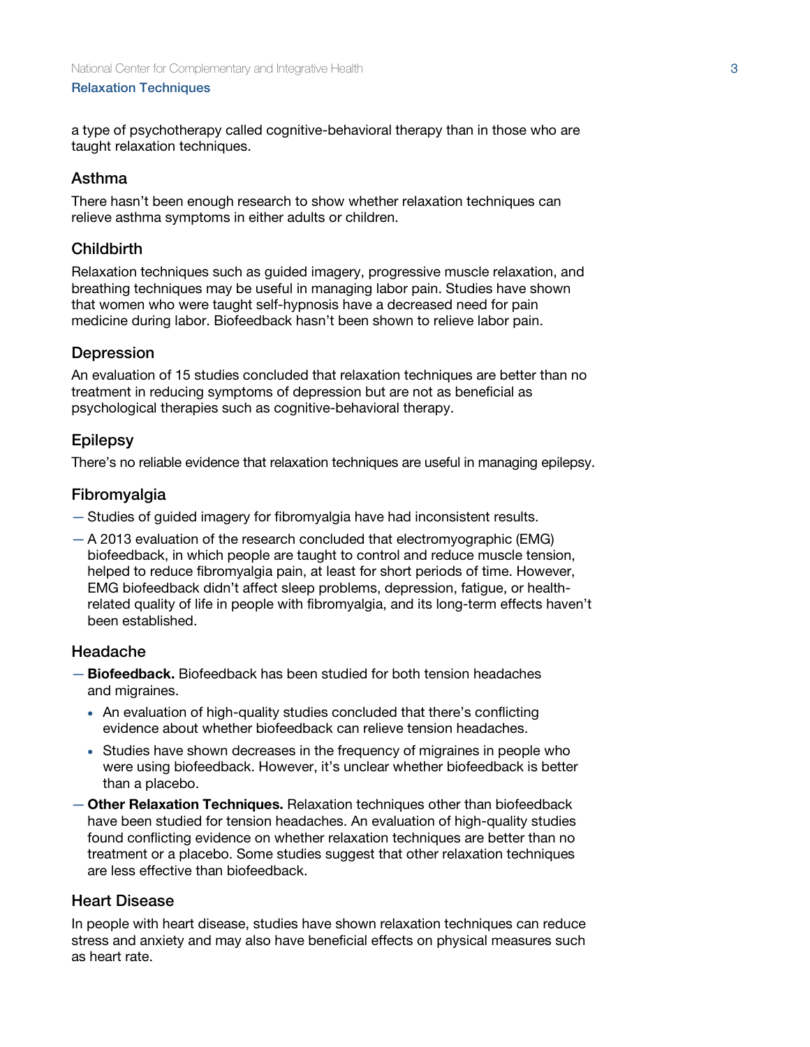a type of psychotherapy called cognitive-behavioral therapy than in those who are taught relaxation techniques.

### Asthma

There hasn't been enough research to show whether relaxation techniques can relieve asthma symptoms in either adults or children.

### Childbirth

Relaxation techniques such as guided imagery, progressive muscle relaxation, and breathing techniques may be useful in managing labor pain. Studies have shown that women who were taught self-hypnosis have a decreased need for pain medicine during labor. Biofeedback hasn't been shown to relieve labor pain.

### Depression

An evaluation of 15 studies concluded that relaxation techniques are better than no treatment in reducing symptoms of depression but are not as beneficial as psychological therapies such as cognitive-behavioral therapy.

### Epilepsy

There's no reliable evidence that relaxation techniques are useful in managing epilepsy.

### Fibromyalgia

- Studies of guided imagery for fibromyalgia have had inconsistent results.
- A 2013 evaluation of the research concluded that electromyographic (EMG) biofeedback, in which people are taught to control and reduce muscle tension, helped to reduce fibromyalgia pain, at least for short periods of time. However, EMG biofeedback didn't affect sleep problems, depression, fatigue, or health-related quality of life in people with fibromyalgia, and its long-term effects haven't been established.

### Headache

- **Biofeedback.** Biofeedback has been studied for both tension headaches and migraines.
  - An evaluation of high-quality studies concluded that there's conflicting evidence about whether biofeedback can relieve tension headaches.
  - Studies have shown decreases in the frequency of migraines in people who were using biofeedback. However, it's unclear whether biofeedback is better than a placebo.
- **Other Relaxation Techniques.** Relaxation techniques other than biofeedback have been studied for tension headaches. An evaluation of high-quality studies found conflicting evidence on whether relaxation techniques are better than no treatment or a placebo. Some studies suggest that other relaxation techniques are less effective than biofeedback.

### Heart Disease

In people with heart disease, studies have shown relaxation techniques can reduce stress and anxiety and may also have beneficial effects on physical measures such as heart rate.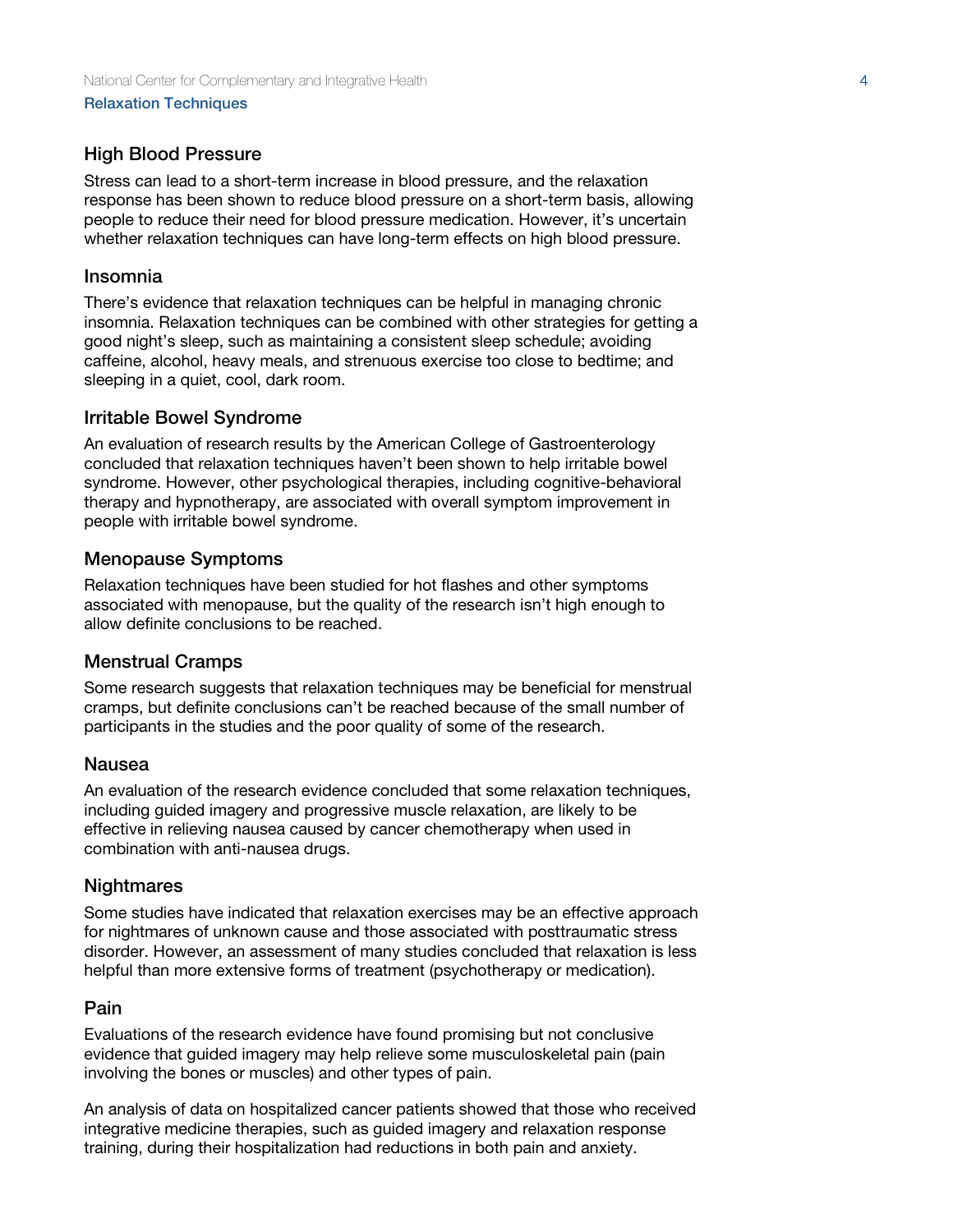### High Blood Pressure

Stress can lead to a short-term increase in blood pressure, and the relaxation response has been shown to reduce blood pressure on a short-term basis, allowing people to reduce their need for blood pressure medication. However, it's uncertain whether relaxation techniques can have long-term effects on high blood pressure.

### Insomnia

There's evidence that relaxation techniques can be helpful in managing chronic insomnia. Relaxation techniques can be combined with other strategies for getting a good night's sleep, such as maintaining a consistent sleep schedule; avoiding caffeine, alcohol, heavy meals, and strenuous exercise too close to bedtime; and sleeping in a quiet, cool, dark room.

### Irritable Bowel Syndrome

An evaluation of research results by the American College of Gastroenterology concluded that relaxation techniques haven't been shown to help irritable bowel syndrome. However, other psychological therapies, including cognitive-behavioral therapy and hypnotherapy, are associated with overall symptom improvement in people with irritable bowel syndrome.

### Menopause Symptoms

Relaxation techniques have been studied for hot flashes and other symptoms associated with menopause, but the quality of the research isn't high enough to allow definite conclusions to be reached.

### Menstrual Cramps

Some research suggests that relaxation techniques may be beneficial for menstrual cramps, but definite conclusions can't be reached because of the small number of participants in the studies and the poor quality of some of the research.

### Nausea

An evaluation of the research evidence concluded that some relaxation techniques, including guided imagery and progressive muscle relaxation, are likely to be effective in relieving nausea caused by cancer chemotherapy when used in combination with anti-nausea drugs.

### Nightmares

Some studies have indicated that relaxation exercises may be an effective approach for nightmares of unknown cause and those associated with posttraumatic stress disorder. However, an assessment of many studies concluded that relaxation is less helpful than more extensive forms of treatment (psychotherapy or medication).

### Pain

Evaluations of the research evidence have found promising but not conclusive evidence that guided imagery may help relieve some musculoskeletal pain (pain involving the bones or muscles) and other types of pain.

An analysis of data on hospitalized cancer patients showed that those who received integrative medicine therapies, such as guided imagery and relaxation response training, during their hospitalization had reductions in both pain and anxiety.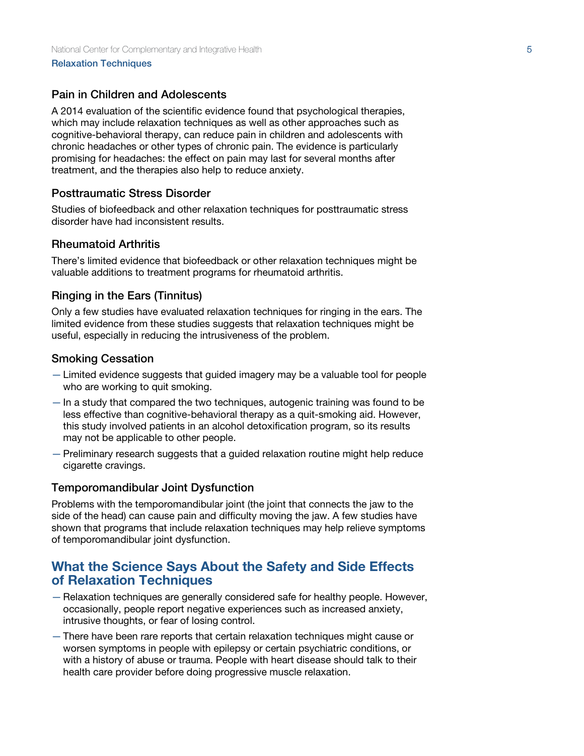### Pain in Children and Adolescents

A 2014 evaluation of the scientific evidence found that psychological therapies, which may include relaxation techniques as well as other approaches such as cognitive-behavioral therapy, can reduce pain in children and adolescents with chronic headaches or other types of chronic pain. The evidence is particularly promising for headaches: the effect on pain may last for several months after treatment, and the therapies also help to reduce anxiety.

### Posttraumatic Stress Disorder

Studies of biofeedback and other relaxation techniques for posttraumatic stress disorder have had inconsistent results.

### Rheumatoid Arthritis

There's limited evidence that biofeedback or other relaxation techniques might be valuable additions to treatment programs for rheumatoid arthritis.

### Ringing in the Ears (Tinnitus)

Only a few studies have evaluated relaxation techniques for ringing in the ears. The limited evidence from these studies suggests that relaxation techniques might be useful, especially in reducing the intrusiveness of the problem.

### Smoking Cessation

- Limited evidence suggests that guided imagery may be a valuable tool for people who are working to quit smoking.
- In a study that compared the two techniques, autogenic training was found to be less effective than cognitive-behavioral therapy as a quit-smoking aid. However, this study involved patients in an alcohol detoxification program, so its results may not be applicable to other people.
- Preliminary research suggests that a guided relaxation routine might help reduce cigarette cravings.

### Temporomandibular Joint Dysfunction

Problems with the temporomandibular joint (the joint that connects the jaw to the side of the head) can cause pain and difficulty moving the jaw. A few studies have shown that programs that include relaxation techniques may help relieve symptoms of temporomandibular joint dysfunction.

## What the Science Says About the Safety and Side Effects of Relaxation Techniques

- Relaxation techniques are generally considered safe for healthy people. However, occasionally, people report negative experiences such as increased anxiety, intrusive thoughts, or fear of losing control.
- There have been rare reports that certain relaxation techniques might cause or worsen symptoms in people with epilepsy or certain psychiatric conditions, or with a history of abuse or trauma. People with heart disease should talk to their health care provider before doing progressive muscle relaxation.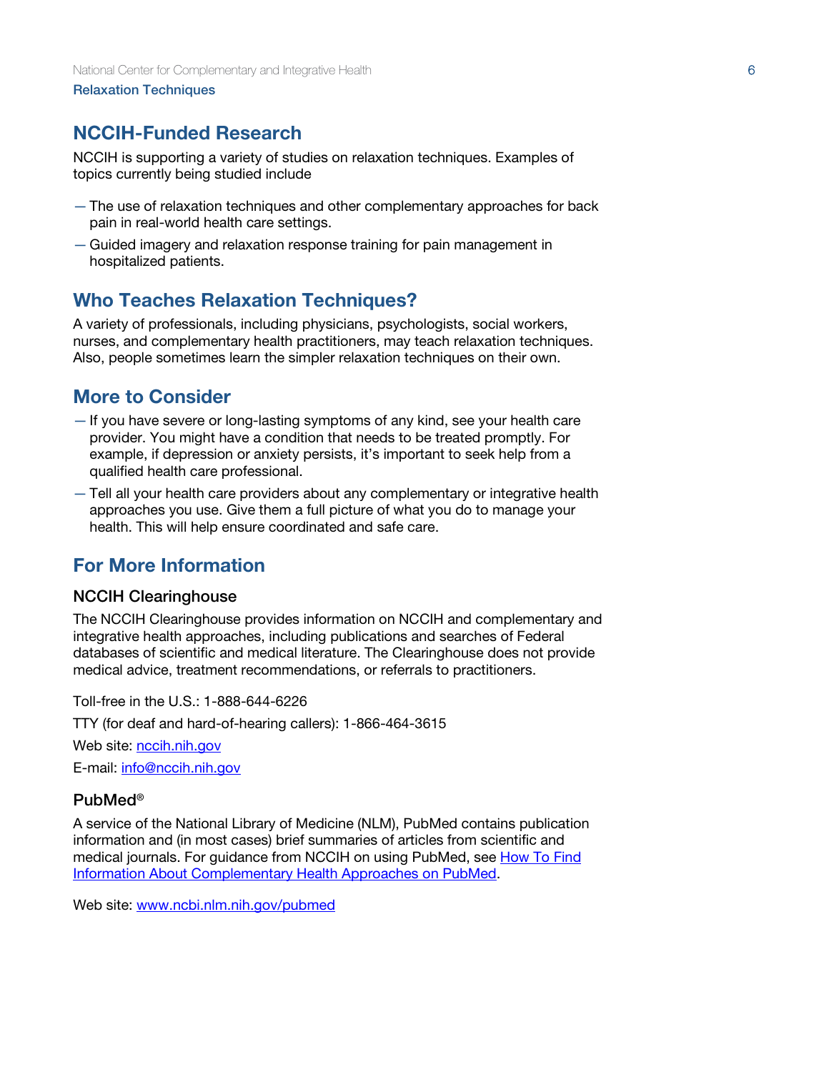## NCCIH-Funded Research

NCCIH is supporting a variety of studies on relaxation techniques. Examples of topics currently being studied include

- The use of relaxation techniques and other complementary approaches for back pain in real-world health care settings.
- Guided imagery and relaxation response training for pain management in hospitalized patients.

## Who Teaches Relaxation Techniques?

A variety of professionals, including physicians, psychologists, social workers, nurses, and complementary health practitioners, may teach relaxation techniques. Also, people sometimes learn the simpler relaxation techniques on their own.

## More to Consider

- If you have severe or long-lasting symptoms of any kind, see your health care provider. You might have a condition that needs to be treated promptly. For example, if depression or anxiety persists, it's important to seek help from a qualified health care professional.
- Tell all your health care providers about any complementary or integrative health approaches you use. Give them a full picture of what you do to manage your health. This will help ensure coordinated and safe care.

## For More Information

### NCCIH Clearinghouse

The NCCIH Clearinghouse provides information on NCCIH and complementary and integrative health approaches, including publications and searches of Federal databases of scientific and medical literature. The Clearinghouse does not provide medical advice, treatment recommendations, or referrals to practitioners.

Toll-free in the U.S.: 1-888-644-6226

TTY (for deaf and hard-of-hearing callers): 1-866-464-3615

Web site: [nccih.nih.gov](nccih.nih.gov)

E-mail: [info@nccih.nih.gov](mailto:info@nccih.nih.gov)

### PubMed®

A service of the National Library of Medicine (NLM), PubMed contains publication information and (in most cases) brief summaries of articles from scientific and medical journals. For guidance from NCCIH on using PubMed, see How To Find Information About Complementary Health Approaches on PubMed.

Web site: [www.ncbi.nlm.nih.gov/pubmed](www.ncbi.nlm.nih.gov/pubmed)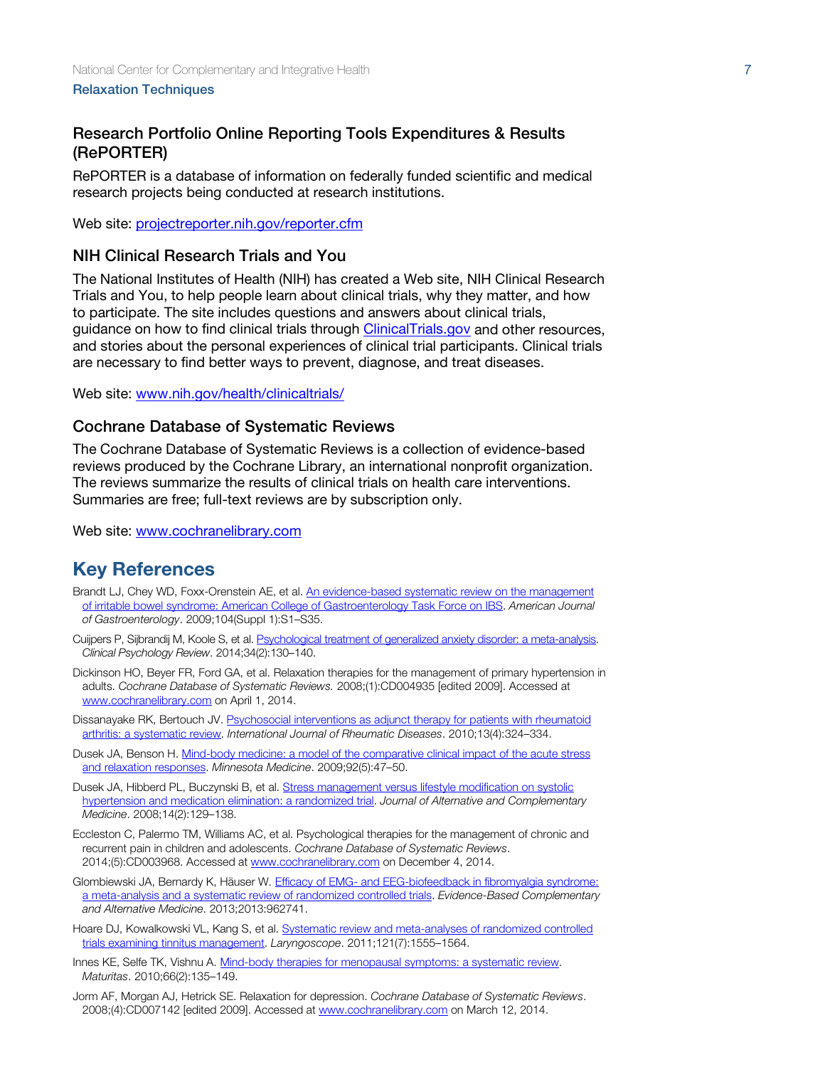### Research Portfolio Online Reporting Tools Expenditures & Results (RePORTER)

RePORTER is a database of information on federally funded scientific and medical research projects being conducted at research institutions.

Web site: [projectreporter.nih.gov/reporter.cfm](projectreporter.nih.gov/reporter.cfm)

### NIH Clinical Research Trials and You

The National Institutes of Health (NIH) has created a Web site, NIH Clinical Research Trials and You, to help people learn about clinical trials, why they matter, and how to participate. The site includes questions and answers about clinical trials, guidance on how to find clinical trials through [ClinicalTrials.gov](ClinicalTrials.gov) and other resources, and stories about the personal experiences of clinical trial participants. Clinical trials are necessary to find better ways to prevent, diagnose, and treat diseases.

Web site: [www.nih.gov/health/clinicaltrials/](www.nih.gov/health/clinicaltrials/)

### Cochrane Database of Systematic Reviews

The Cochrane Database of Systematic Reviews is a collection of evidence-based reviews produced by the Cochrane Library, an international nonprofit organization. The reviews summarize the results of clinical trials on health care interventions. Summaries are free; full-text reviews are by subscription only.

Web site: [www.cochranelibrary.com](www.cochranelibrary.com)

## Key References

Brandt LJ, Chey WD, Foxx-Orenstein AE, et al. An evidence-based systematic review on the management of irritable bowel syndrome: American College of Gastroenterology Task Force on IBS. *American Journal of Gastroenterology*. 2009;104(Suppl 1):S1–S35.

Cuijpers P, Sijbrandij M, Koole S, et al. Psychological treatment of generalized anxiety disorder: a meta-analysis. *Clinical Psychology Review*. 2014;34(2):130–140.

Dickinson HO, Beyer FR, Ford GA, et al. Relaxation therapies for the management of primary hypertension in adults. *Cochrane Database of Systematic Reviews.* 2008;(1):CD004935 [edited 2009]. Accessed at www.cochranelibrary.com on April 1, 2014.

Dissanayake RK, Bertouch JV. Psychosocial interventions as adjunct therapy for patients with rheumatoid arthritis: a systematic review. *International Journal of Rheumatic Diseases*. 2010;13(4):324–334.

Dusek JA, Benson H. Mind-body medicine: a model of the comparative clinical impact of the acute stress and relaxation responses. *Minnesota Medicine*. 2009;92(5):47–50.

Dusek JA, Hibberd PL, Buczynski B, et al. Stress management versus lifestyle modification on systolic hypertension and medication elimination: a randomized trial. *Journal of Alternative and Complementary Medicine*. 2008;14(2):129–138.

Eccleston C, Palermo TM, Williams AC, et al. Psychological therapies for the management of chronic and recurrent pain in children and adolescents. *Cochrane Database of Systematic Reviews*. 2014;(5):CD003968. Accessed at www.cochranelibrary.com on December 4, 2014.

Glombiewski JA, Bernardy K, Häuser W. Efficacy of EMG- and EEG-biofeedback in fibromyalgia syndrome: a meta-analysis and a systematic review of randomized controlled trials. *Evidence-Based Complementary and Alternative Medicine*. 2013;2013:962741.

Hoare DJ, Kowalkowski VL, Kang S, et al. Systematic review and meta-analyses of randomized controlled trials examining tinnitus management. *Laryngoscope*. 2011;121(7):1555–1564.

Innes KE, Selfe TK, Vishnu A. Mind-body therapies for menopausal symptoms: a systematic review. *Maturitas*. 2010;66(2):135–149.

Jorm AF, Morgan AJ, Hetrick SE. Relaxation for depression. *Cochrane Database of Systematic Reviews*. 2008;(4):CD007142 [edited 2009]. Accessed at www.cochranelibrary.com on March 12, 2014.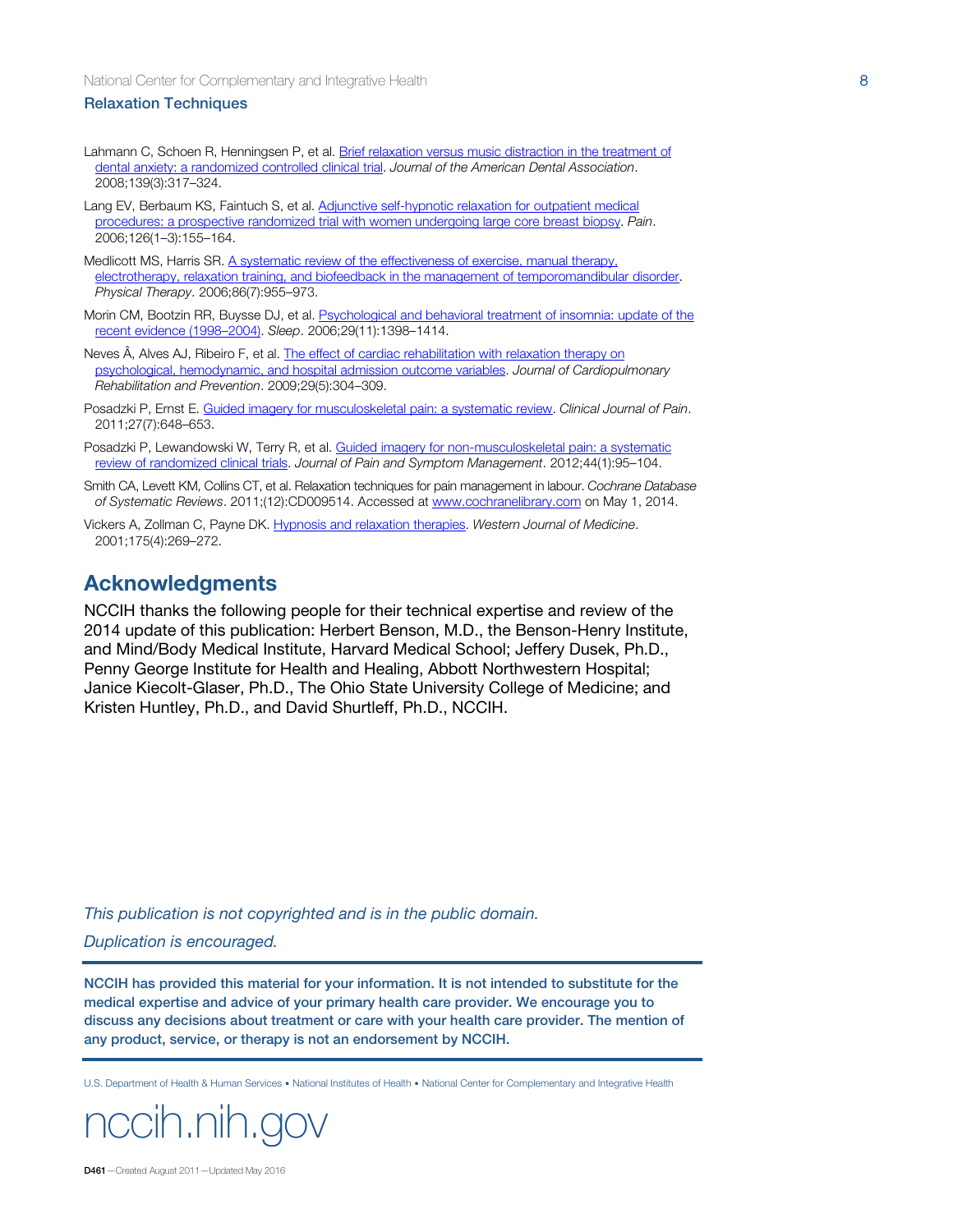Lahmann C, Schoen R, Henningsen P, et al. Brief relaxation versus music distraction in the treatment of dental anxiety: a randomized controlled clinical trial. *Journal of the American Dental Association*. 2008;139(3):317–324.

Lang EV, Berbaum KS, Faintuch S, et al. Adjunctive self-hypnotic relaxation for outpatient medical procedures: a prospective randomized trial with women undergoing large core breast biopsy. *Pain*. 2006;126(1–3):155–164.

Medlicott MS, Harris SR. A systematic review of the effectiveness of exercise, manual therapy, electrotherapy, relaxation training, and biofeedback in the management of temporomandibular disorder. *Physical Therapy*. 2006;86(7):955–973.

Morin CM, Bootzin RR, Buysse DJ, et al. Psychological and behavioral treatment of insomnia: update of the recent evidence (1998–2004). *Sleep*. 2006;29(11):1398–1414.

Neves Â, Alves AJ, Ribeiro F, et al. The effect of cardiac rehabilitation with relaxation therapy on psychological, hemodynamic, and hospital admission outcome variables. *Journal of Cardiopulmonary Rehabilitation and Prevention*. 2009;29(5):304–309.

Posadzki P, Ernst E. Guided imagery for musculoskeletal pain: a systematic review. *Clinical Journal of Pain*. 2011;27(7):648–653.

Posadzki P, Lewandowski W, Terry R, et al. Guided imagery for non-musculoskeletal pain: a systematic review of randomized clinical trials. *Journal of Pain and Symptom Management*. 2012;44(1):95–104.

Smith CA, Levett KM, Collins CT, et al. Relaxation techniques for pain management in labour. *Cochrane Database of Systematic Reviews*. 2011;(12):CD009514. Accessed at www.cochranelibrary.com on May 1, 2014.

Vickers A, Zollman C, Payne DK. Hypnosis and relaxation therapies. *Western Journal of Medicine*. 2001;175(4):269–272.

## Acknowledgments

NCCIH thanks the following people for their technical expertise and review of the 2014 update of this publication: Herbert Benson, M.D., the Benson-Henry Institute, and Mind/Body Medical Institute, Harvard Medical School; Jeffery Dusek, Ph.D., Penny George Institute for Health and Healing, Abbott Northwestern Hospital; Janice Kiecolt-Glaser, Ph.D., The Ohio State University College of Medicine; and Kristen Huntley, Ph.D., and David Shurtleff, Ph.D., NCCIH.

*This publication is not copyrighted and is in the public domain.*

*Duplication is encouraged.*

**NCCIH has provided this material for your information. It is not intended to substitute for the medical expertise and advice of your primary health care provider. We encourage you to discuss any decisions about treatment or care with your health care provider. The mention of any product, service, or therapy is not an endorsement by NCCIH.**

U.S. Department of Health & Human Services • National Institutes of Health • National Center for Complementary and Integrative Health

nccih.nih.gov

**D461**—Created August 2011—Updated May 2016